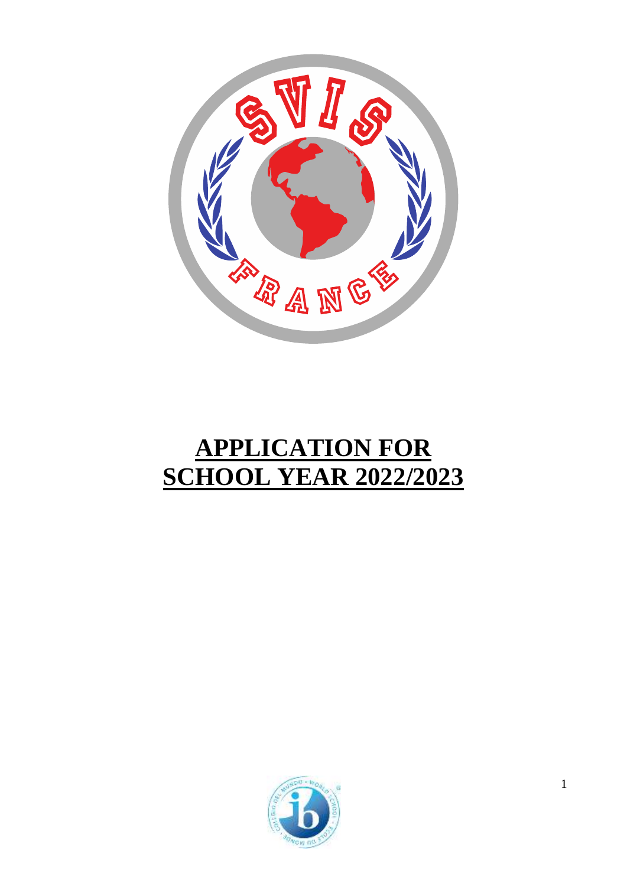# APPLICATION FOR SCHOOL YEAR 2022/2023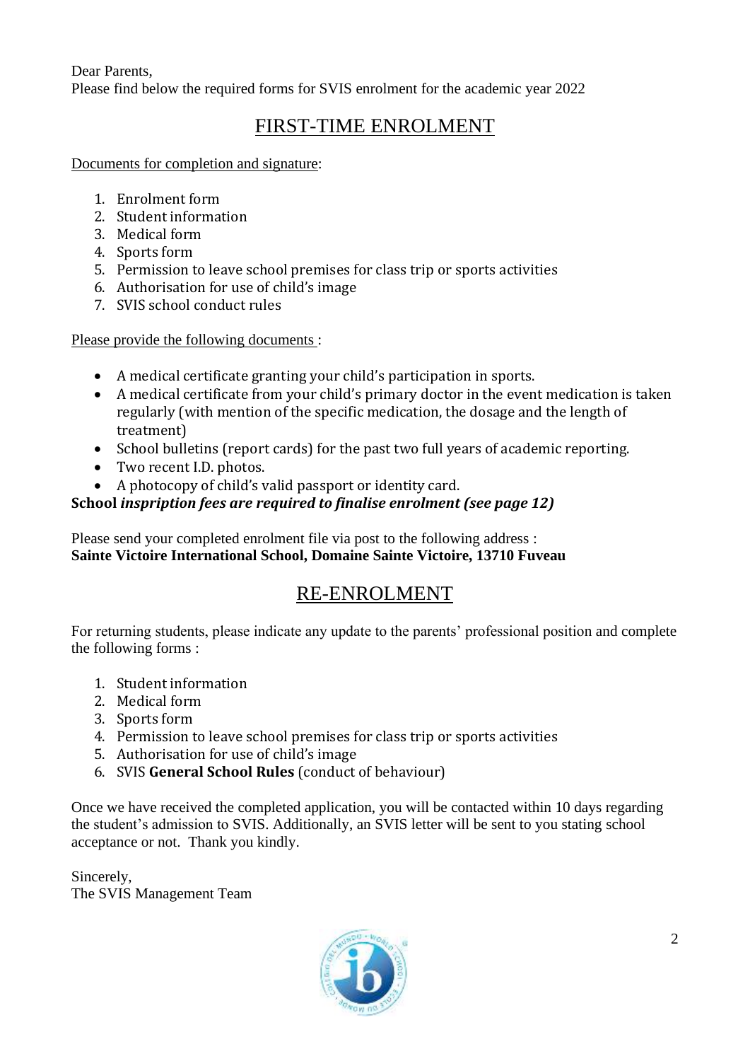Dear Parents,
Please find below the required forms for SVIS enrolment for the academic year 2022

## FIRST-TIME ENROLMENT

Documents for completion and signature:

1. Enrolment form
2. Student information
3. Medical form
4. Sports form
5. Permission to leave school premises for class trip or sports activities
6. Authorisation for use of child's image
7. SVIS school conduct rules

Please provide the following documents :

- A medical certificate granting your child's participation in sports.
- A medical certificate from your child's primary doctor in the event medication is taken regularly (with mention of the specific medication, the dosage and the length of treatment)
- School bulletins (report cards) for the past two full years of academic reporting.
- Two recent I.D. photos.
- A photocopy of child's valid passport or identity card.

**School *inspription fees are required to finalise enrolment (see page 12)***

Please send your completed enrolment file via post to the following address :
**Sainte Victoire International School, Domaine Sainte Victoire, 13710 Fuveau**

## RE-ENROLMENT

For returning students, please indicate any update to the parents' professional position and complete the following forms :

1. Student information
2. Medical form
3. Sports form
4. Permission to leave school premises for class trip or sports activities
5. Authorisation for use of child's image
6. SVIS **General School Rules** (conduct of behaviour)

Once we have received the completed application, you will be contacted within 10 days regarding the student's admission to SVIS. Additionally, an SVIS letter will be sent to you stating school acceptance or not. Thank you kindly.

Sincerely,
The SVIS Management Team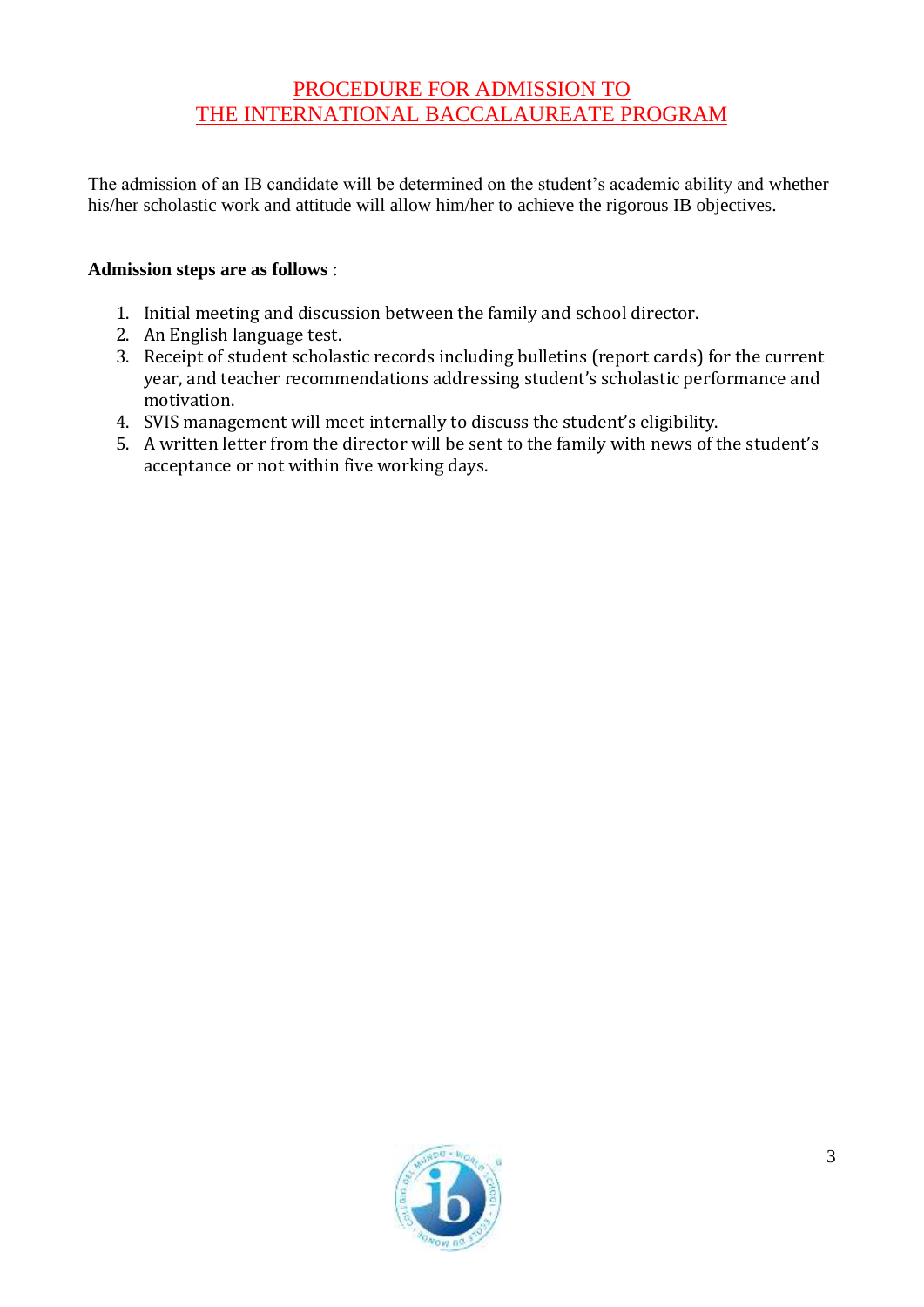# PROCEDURE FOR ADMISSION TO THE INTERNATIONAL BACCALAUREATE PROGRAM

The admission of an IB candidate will be determined on the student's academic ability and whether his/her scholastic work and attitude will allow him/her to achieve the rigorous IB objectives.

**Admission steps are as follows** :

1. Initial meeting and discussion between the family and school director.
2. An English language test.
3. Receipt of student scholastic records including bulletins (report cards) for the current year, and teacher recommendations addressing student's scholastic performance and motivation.
4. SVIS management will meet internally to discuss the student's eligibility.
5. A written letter from the director will be sent to the family with news of the student's acceptance or not within five working days.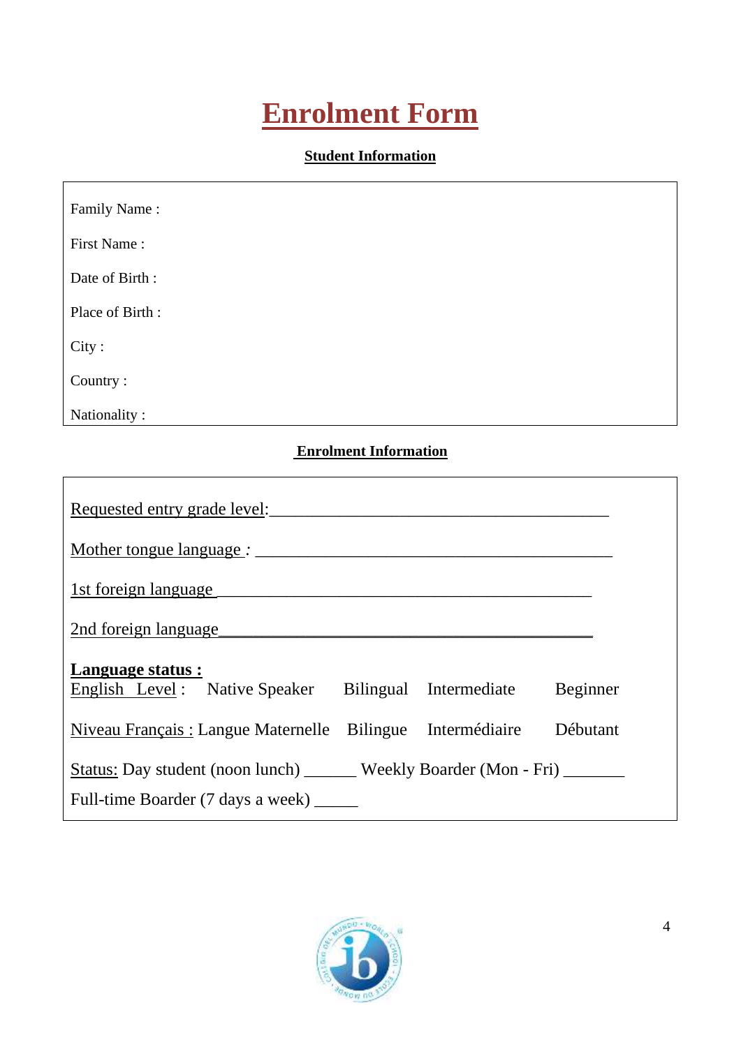# Enrolment Form

**Student Information**

Family Name :

First Name :

Date of Birth :

Place of Birth :

City :

Country :

Nationality :

**Enrolment Information**

Requested entry grade level:________________________________________

Mother tongue language : ____________________________________________

1st foreign language _____________________________________________

2nd foreign language_____________________________________________

**Language status :**

English Level : Native Speaker Bilingual Intermediate Beginner

Niveau Français : Langue Maternelle Bilingue Intermédiaire Débutant

Status: Day student (noon lunch) ______ Weekly Boarder (Mon - Fri) _______

Full-time Boarder (7 days a week) _____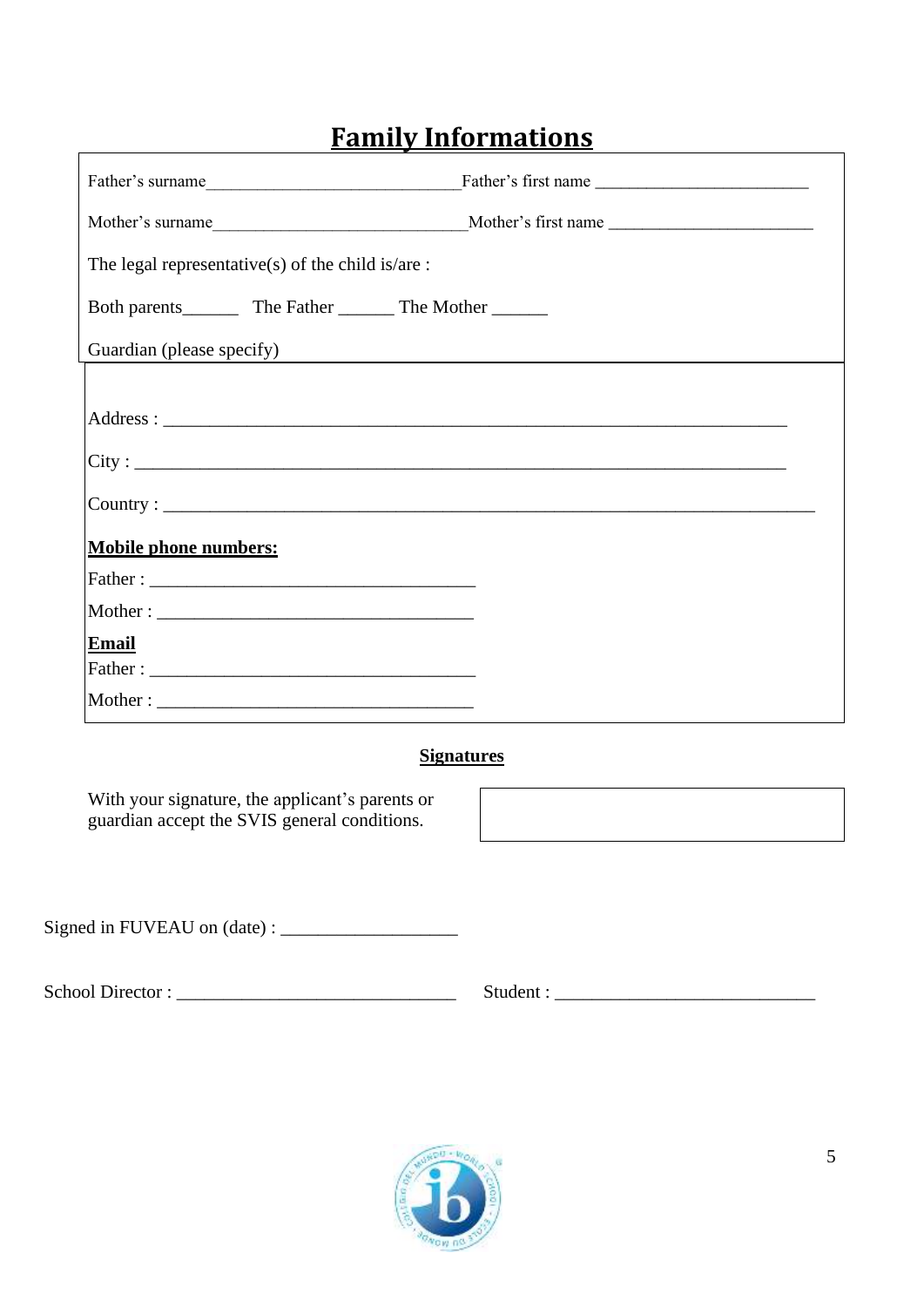# Family Informations

Father's surname_____________________________ Father's first name ________________________

Mother's surname_____________________________ Mother's first name ________________________

The legal representative(s) of the child is/are :

Both parents______ The Father ______ The Mother ______

Guardian (please specify)

Address : ________________________________________________________________________

City : ___________________________________________________________________________

Country : ________________________________________________________________________

**Mobile phone numbers:**

Father : ____________________________________

Mother : ____________________________________

**Email**

Father : ____________________________________

Mother : ____________________________________

**Signatures**

With your signature, the applicant's parents or guardian accept the SVIS general conditions.

Signed in FUVEAU on (date) : ____________________

School Director : ______________________________ Student : ____________________________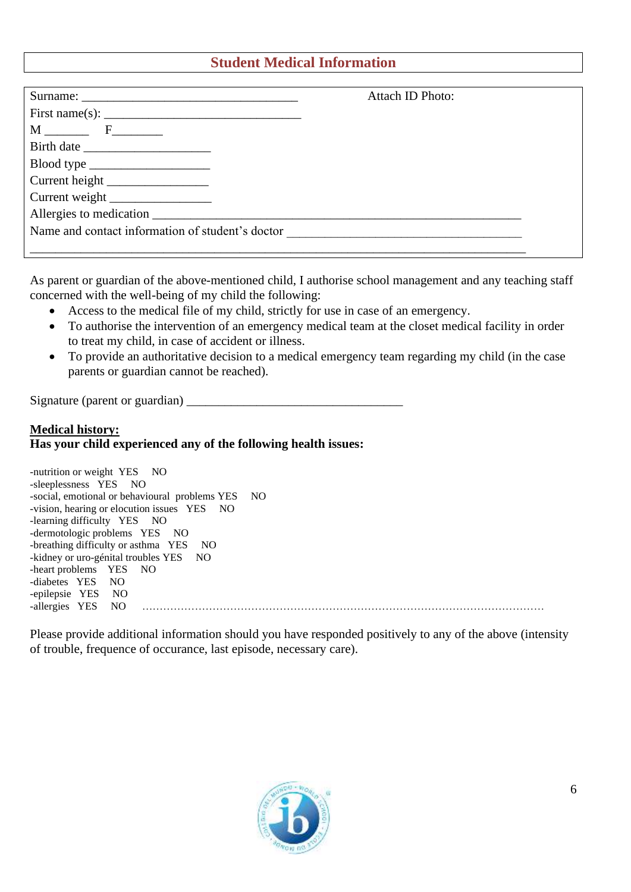## Student Medical Information

Surname: ___________________________________ Attach ID Photo:

First name(s): ________________________________

M _______ F________

Birth date ____________________

Blood type ____________________

Current height ________________

Current weight ________________

Allergies to medication ___________________________________________________________

Name and contact information of student's doctor _____________________________________

________________________________________________________________________________

As parent or guardian of the above-mentioned child, I authorise school management and any teaching staff concerned with the well-being of my child the following:

- Access to the medical file of my child, strictly for use in case of an emergency.
- To authorise the intervention of an emergency medical team at the closet medical facility in order to treat my child, in case of accident or illness.
- To provide an authoritative decision to a medical emergency team regarding my child (in the case parents or guardian cannot be reached).

Signature (parent or guardian) __________________________________

**<u>Medical history:</u>**

**Has your child experienced any of the following health issues:**

-nutrition or weight YES NO
-sleeplessness YES NO
-social, emotional or behavioural problems YES NO
-vision, hearing or elocution issues YES NO
-learning difficulty YES NO
-dermotologic problems YES NO
-breathing difficulty or asthma YES NO
-kidney or uro-génital troubles YES NO
-heart problems YES NO
-diabetes YES NO
-epilepsie YES NO
-allergies YES NO …………………………………………………………………………………………………

Please provide additional information should you have responded positively to any of the above (intensity of trouble, frequence of occurance, last episode, necessary care).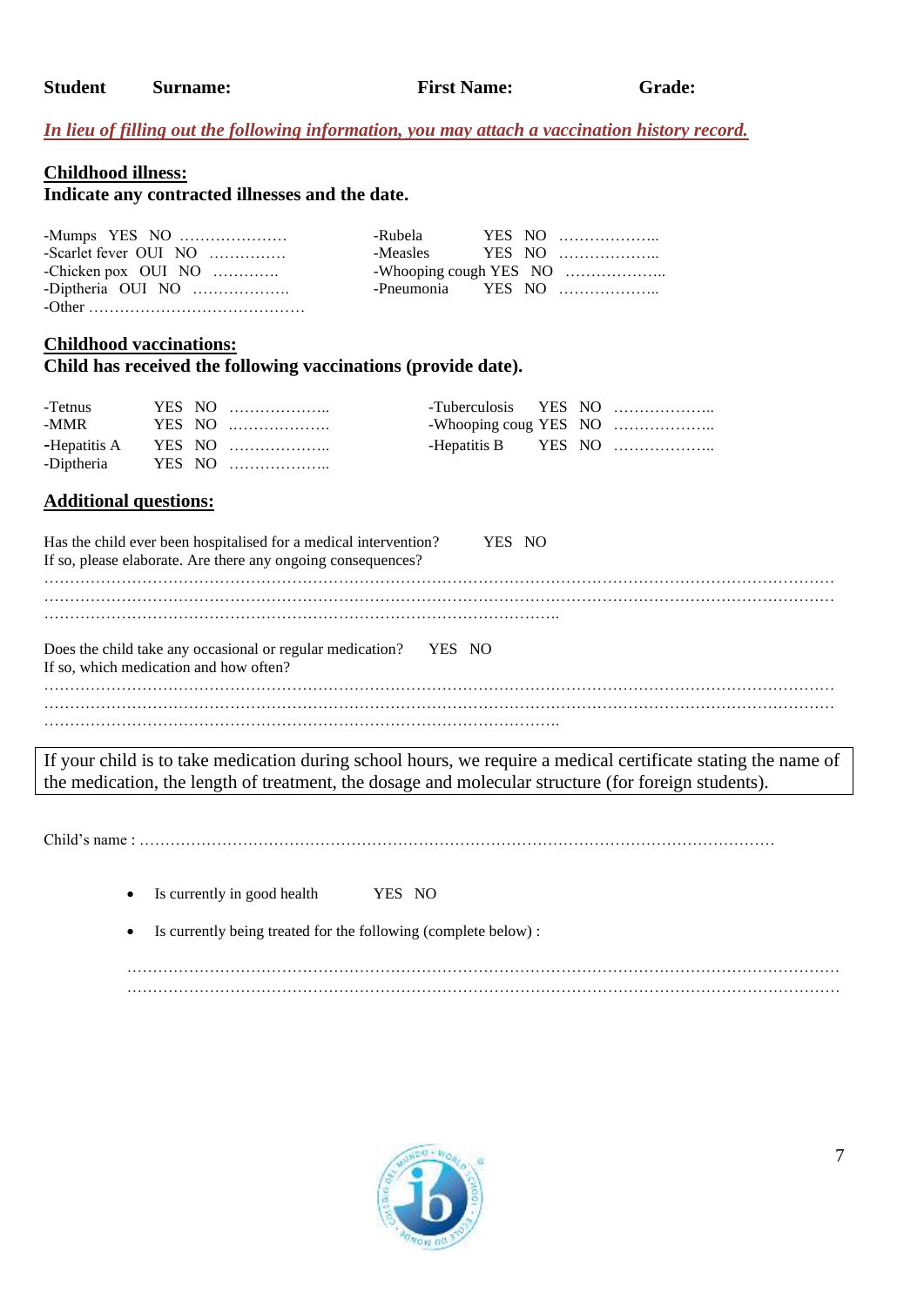**Student Surname: First Name: Grade:**

*In lieu of filling out the following information, you may attach a vaccination history record.*

**Childhood illness:**
**Indicate any contracted illnesses and the date.**

-Mumps YES NO …………………
-Scarlet fever OUI NO ……………
-Chicken pox OUI NO ………….
-Diptheria OUI NO ……………….
-Other ……………………………………

-Rubela YES NO ………………..
-Measles YES NO ………………..
-Whooping cough YES NO ………………..
-Pneumonia YES NO ………………..

**Childhood vaccinations:**
**Child has received the following vaccinations (provide date).**

-Tetnus YES NO ………………..
-MMR YES NO ……………….
-Hepatitis A YES NO ………………..
-Diptheria YES NO ………………..

-Tuberculosis YES NO ………………..
-Whooping coug YES NO ………………..
-Hepatitis B YES NO ………………..

**Additional questions:**

Has the child ever been hospitalised for a medical intervention? YES NO
If so, please elaborate. Are there any ongoing consequences?
…………………………………………………………………………………………………………………………………
…………………………………………………………………………………………………………………………………
………………………………………………………………………………………….

Does the child take any occasional or regular medication? YES NO
If so, which medication and how often?
…………………………………………………………………………………………………………………………………
…………………………………………………………………………………………………………………………………
………………………………………………………………………………………….

If your child is to take medication during school hours, we require a medical certificate stating the name of the medication, the length of treatment, the dosage and molecular structure (for foreign students).

Child's name : ……………………………………………………………………………………………………………

- Is currently in good health YES NO
- Is currently being treated for the following (complete below) :

……………………………………………………………………………………………………………………………
……………………………………………………………………………………………………………………………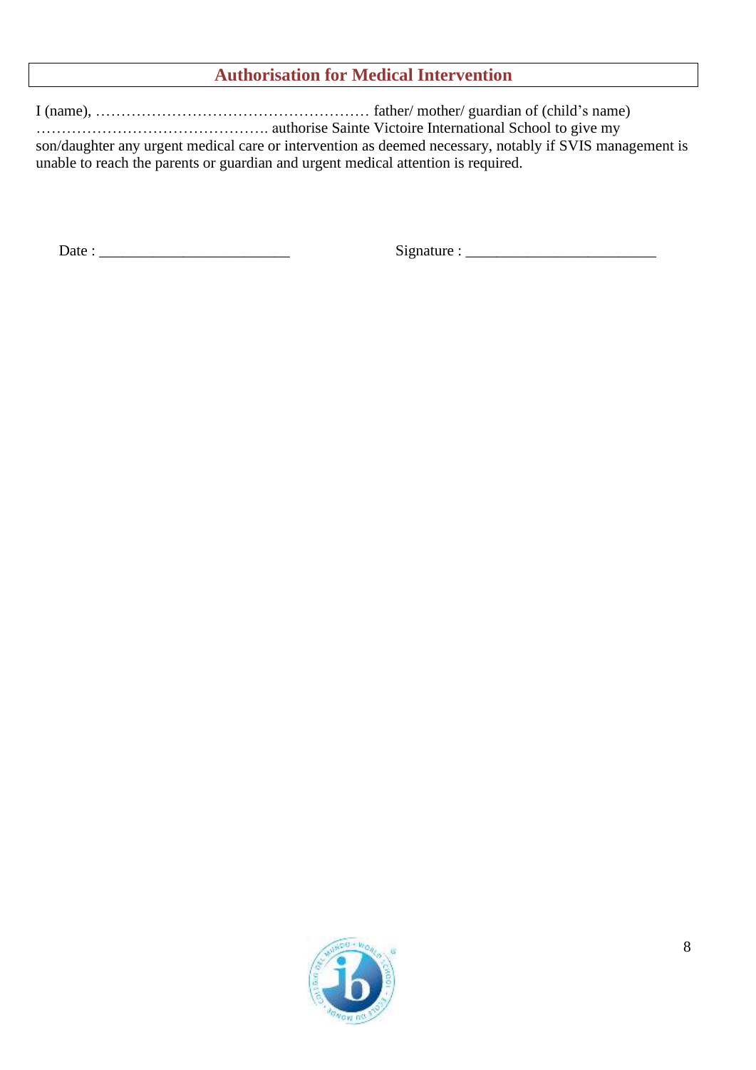## Authorisation for Medical Intervention

I (name), ……………………………………………… father/ mother/ guardian of (child's name) ………………………………………. authorise Sainte Victoire International School to give my son/daughter any urgent medical care or intervention as deemed necessary, notably if SVIS management is unable to reach the parents or guardian and urgent medical attention is required.

Date : ________________________ Signature : ________________________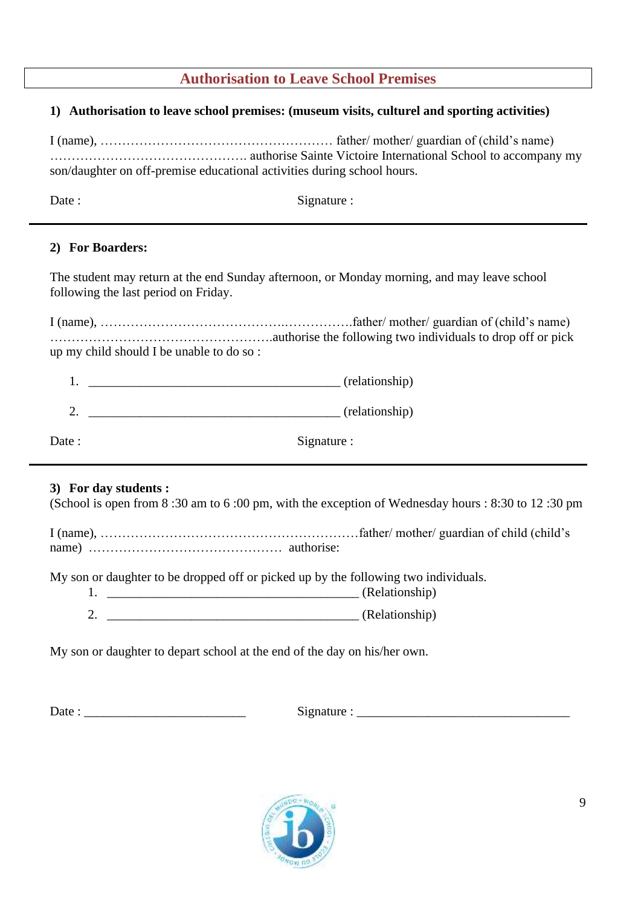# Authorisation to Leave School Premises

**1) Authorisation to leave school premises: (museum visits, culturel and sporting activities)**

I (name), ……………………………………………… father/ mother/ guardian of (child's name) ………………………………………. authorise Sainte Victoire International School to accompany my son/daughter on off-premise educational activities during school hours.

Date :                                        Signature :

---

**2) For Boarders:**

The student may return at the end Sunday afternoon, or Monday morning, and may leave school following the last period on Friday.

I (name), ……………………………………..…………….father/ mother/ guardian of (child's name) …………………………………………….authorise the following two individuals to drop off or pick up my child should I be unable to do so :

1. _______________________________________ (relationship)
2. _______________________________________ (relationship)

Date :                                        Signature :

---

**3) For day students :**
(School is open from 8 :30 am to 6 :00 pm, with the exception of Wednesday hours : 8:30 to 12 :30 pm

I (name), ……………………………………………………father/ mother/ guardian of child (child's name) ……………………………………… authorise:

My son or daughter to be dropped off or picked up by the following two individuals.

1. _______________________________________ (Relationship)
2. _______________________________________ (Relationship)

My son or daughter to depart school at the end of the day on his/her own.

Date : _________________________          Signature : _________________________________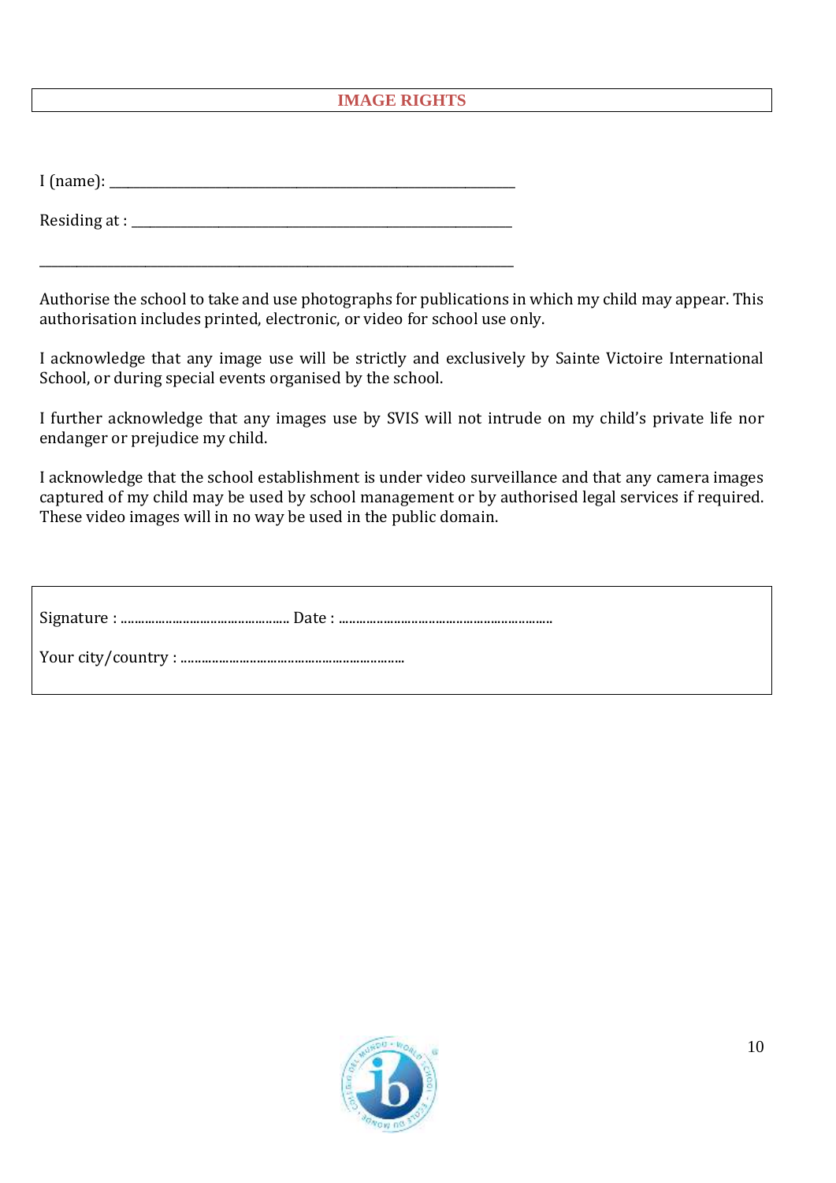## IMAGE RIGHTS

I (name): ____________________________________________

Residing at : ____________________________________________

____________________________________________________

Authorise the school to take and use photographs for publications in which my child may appear. This authorisation includes printed, electronic, or video for school use only.

I acknowledge that any image use will be strictly and exclusively by Sainte Victoire International School, or during special events organised by the school.

I further acknowledge that any images use by SVIS will not intrude on my child's private life nor endanger or prejudice my child.

I acknowledge that the school establishment is under video surveillance and that any camera images captured of my child may be used by school management or by authorised legal services if required. These video images will in no way be used in the public domain.

Signature : .................................................. Date : ..............................................................

Your city/country : ...................................................................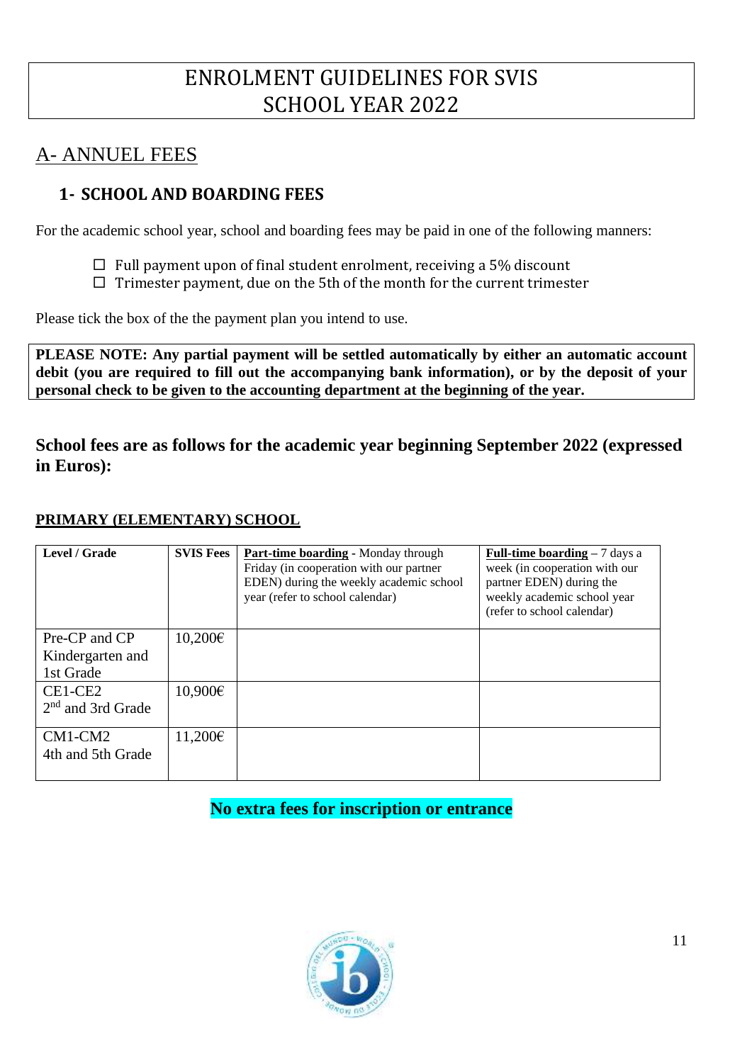# ENROLMENT GUIDELINES FOR SVIS SCHOOL YEAR 2022

## A- ANNUEL FEES

### 1- SCHOOL AND BOARDING FEES

For the academic school year, school and boarding fees may be paid in one of the following manners:

- ☐ Full payment upon of final student enrolment, receiving a 5% discount
- ☐ Trimester payment, due on the 5th of the month for the current trimester

Please tick the box of the the payment plan you intend to use.

**PLEASE NOTE: Any partial payment will be settled automatically by either an automatic account debit (you are required to fill out the accompanying bank information), or by the deposit of your personal check to be given to the accounting department at the beginning of the year.**

**School fees are as follows for the academic year beginning September 2022 (expressed in Euros):**

**PRIMARY (ELEMENTARY) SCHOOL**

| Level / Grade | SVIS Fees | **Part-time boarding** - Monday through Friday (in cooperation with our partner EDEN) during the weekly academic school year (refer to school calendar) | **Full-time boarding** – 7 days a week (in cooperation with our partner EDEN) during the weekly academic school year (refer to school calendar) |
|---|---|---|---|
| Pre-CP and CP Kindergarten and 1st Grade | 10,200€ | | |
| CE1-CE2 2nd and 3rd Grade | 10,900€ | | |
| CM1-CM2 4th and 5th Grade | 11,200€ | | |

**No extra fees for inscription or entrance**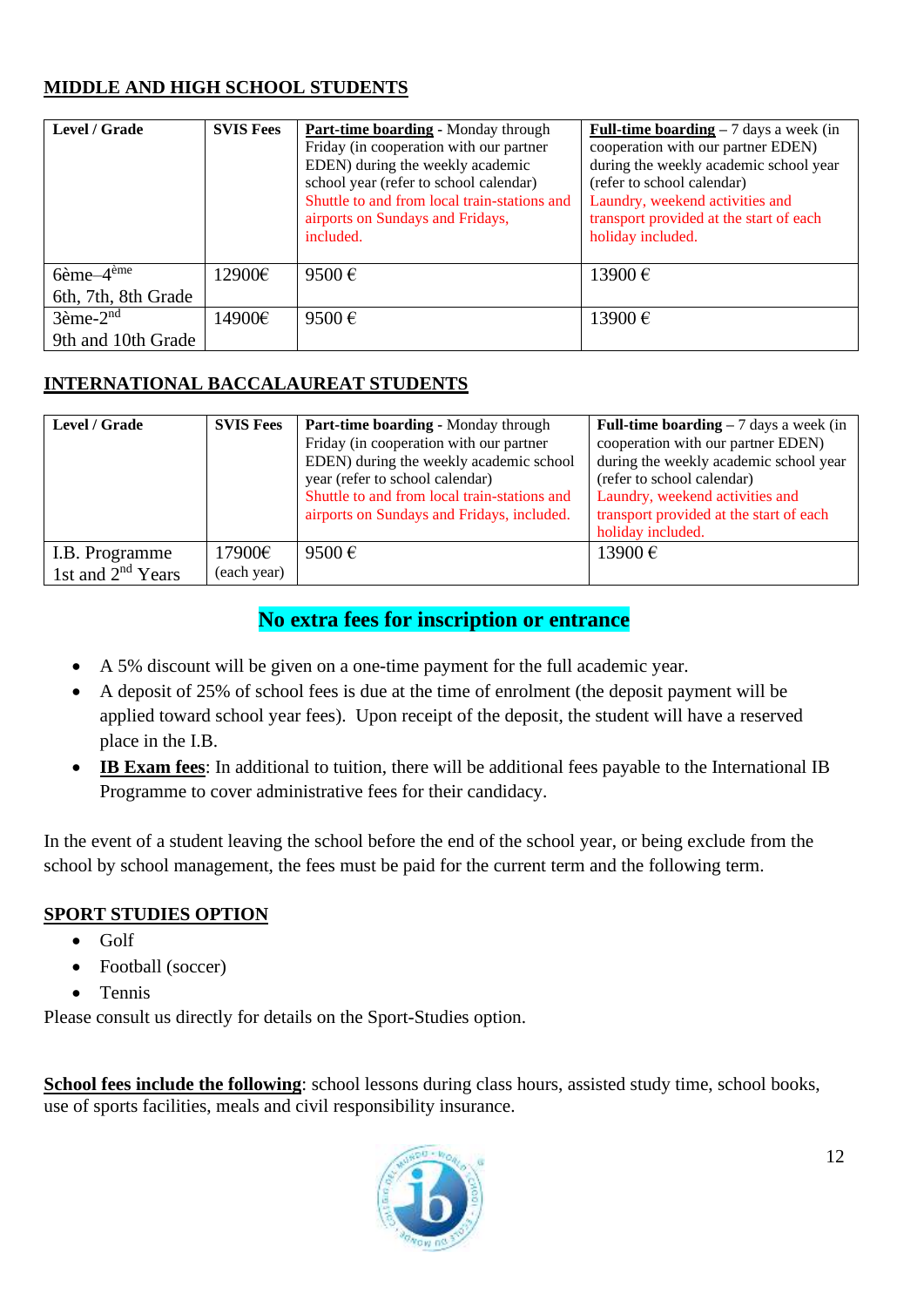## MIDDLE AND HIGH SCHOOL STUDENTS

| Level / Grade | SVIS Fees | **Part-time boarding** - Monday through Friday (in cooperation with our partner EDEN) during the weekly academic school year (refer to school calendar) Shuttle to and from local train-stations and airports on Sundays and Fridays, included. | **Full-time boarding** – 7 days a week (in cooperation with our partner EDEN) during the weekly academic school year (refer to school calendar) Laundry, weekend activities and transport provided at the start of each holiday included. |
|---|---|---|---|
| 6ème–4ème 6th, 7th, 8th Grade | 12900€ | 9500 € | 13900 € |
| 3ème-2nd 9th and 10th Grade | 14900€ | 9500 € | 13900 € |

## INTERNATIONAL BACCALAUREAT STUDENTS

| Level / Grade | SVIS Fees | **Part-time boarding** - Monday through Friday (in cooperation with our partner EDEN) during the weekly academic school year (refer to school calendar) Shuttle to and from local train-stations and airports on Sundays and Fridays, included. | **Full-time boarding** – 7 days a week (in cooperation with our partner EDEN) during the weekly academic school year (refer to school calendar) Laundry, weekend activities and transport provided at the start of each holiday included. |
|---|---|---|---|
| I.B. Programme 1st and 2nd Years | 17900€ (each year) | 9500 € | 13900 € |

**No extra fees for inscription or entrance**

- A 5% discount will be given on a one-time payment for the full academic year.
- A deposit of 25% of school fees is due at the time of enrolment (the deposit payment will be applied toward school year fees). Upon receipt of the deposit, the student will have a reserved place in the I.B.
- **IB Exam fees**: In additional to tuition, there will be additional fees payable to the International IB Programme to cover administrative fees for their candidacy.

In the event of a student leaving the school before the end of the school year, or being exclude from the school by school management, the fees must be paid for the current term and the following term.

## SPORT STUDIES OPTION

- Golf
- Football (soccer)
- Tennis

Please consult us directly for details on the Sport-Studies option.

**School fees include the following**: school lessons during class hours, assisted study time, school books, use of sports facilities, meals and civil responsibility insurance.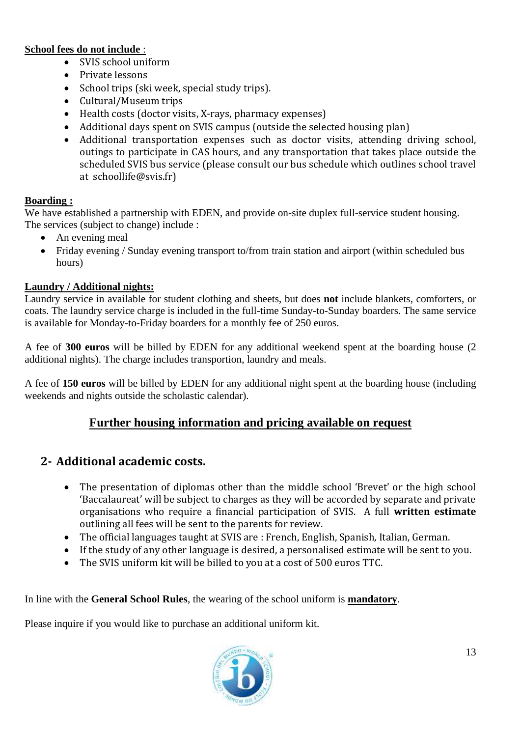**School fees do not include** :

- SVIS school uniform
- Private lessons
- School trips (ski week, special study trips).
- Cultural/Museum trips
- Health costs (doctor visits, X-rays, pharmacy expenses)
- Additional days spent on SVIS campus (outside the selected housing plan)
- Additional transportation expenses such as doctor visits, attending driving school, outings to participate in CAS hours, and any transportation that takes place outside the scheduled SVIS bus service (please consult our bus schedule which outlines school travel at schoollife@svis.fr)

**Boarding :**

We have established a partnership with EDEN, and provide on-site duplex full-service student housing. The services (subject to change) include :

- An evening meal
- Friday evening / Sunday evening transport to/from train station and airport (within scheduled bus hours)

**Laundry / Additional nights:**

Laundry service in available for student clothing and sheets, but does **not** include blankets, comforters, or coats. The laundry service charge is included in the full-time Sunday-to-Sunday boarders. The same service is available for Monday-to-Friday boarders for a monthly fee of 250 euros.

A fee of **300 euros** will be billed by EDEN for any additional weekend spent at the boarding house (2 additional nights). The charge includes transportion, laundry and meals.

A fee of **150 euros** will be billed by EDEN for any additional night spent at the boarding house (including weekends and nights outside the scholastic calendar).

**Further housing information and pricing available on request**

## 2- Additional academic costs.

- The presentation of diplomas other than the middle school 'Brevet' or the high school 'Baccalaureat' will be subject to charges as they will be accorded by separate and private organisations who require a financial participation of SVIS. A full **written estimate** outlining all fees will be sent to the parents for review.
- The official languages taught at SVIS are : French, English, Spanish, Italian, German.
- If the study of any other language is desired, a personalised estimate will be sent to you.
- The SVIS uniform kit will be billed to you at a cost of 500 euros TTC.

In line with the **General School Rules**, the wearing of the school uniform is **mandatory**.

Please inquire if you would like to purchase an additional uniform kit.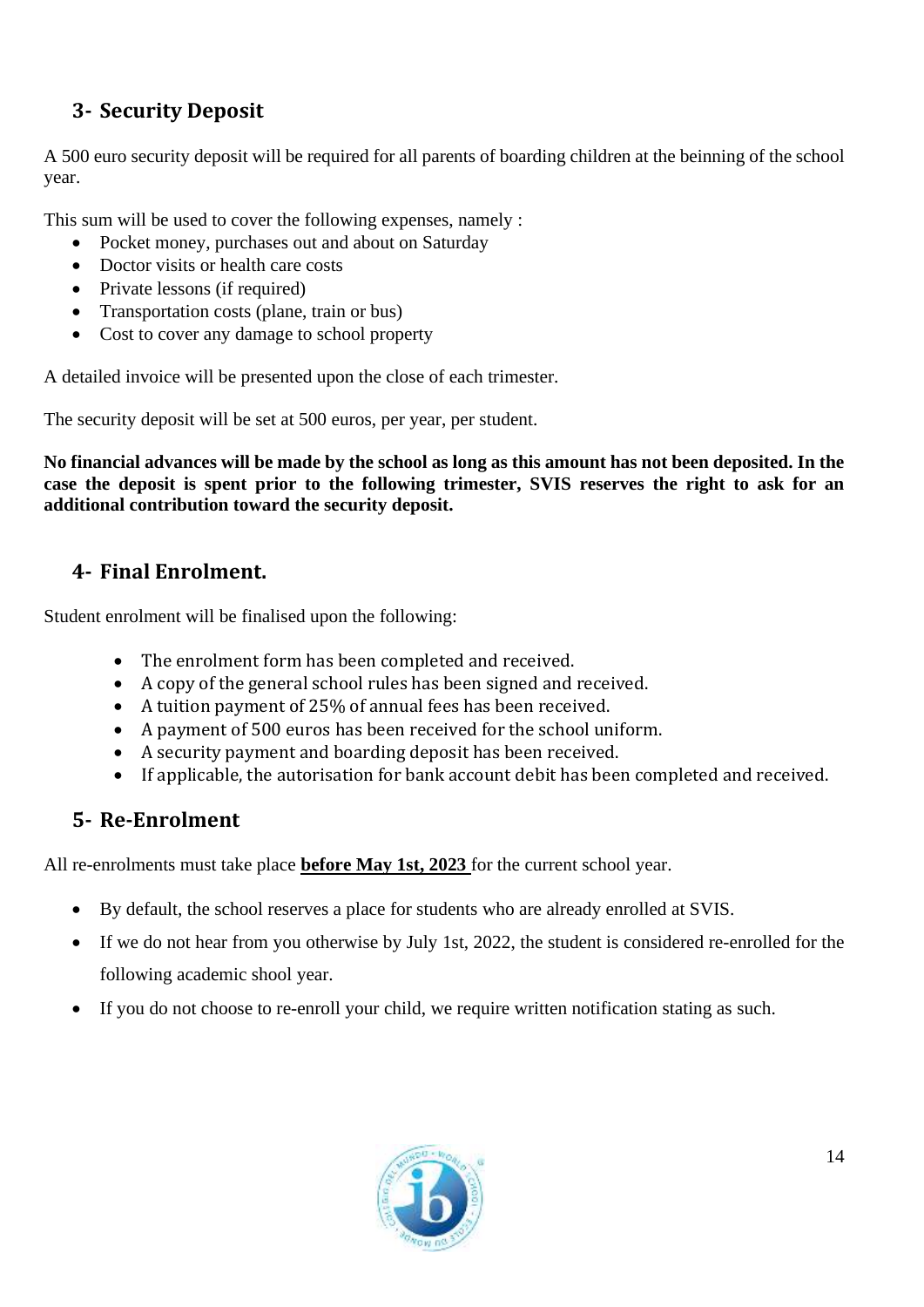## 3- Security Deposit

A 500 euro security deposit will be required for all parents of boarding children at the beinning of the school year.

This sum will be used to cover the following expenses, namely :

- Pocket money, purchases out and about on Saturday
- Doctor visits or health care costs
- Private lessons (if required)
- Transportation costs (plane, train or bus)
- Cost to cover any damage to school property

A detailed invoice will be presented upon the close of each trimester.

The security deposit will be set at 500 euros, per year, per student.

**No financial advances will be made by the school as long as this amount has not been deposited. In the case the deposit is spent prior to the following trimester, SVIS reserves the right to ask for an additional contribution toward the security deposit.**

## 4- Final Enrolment.

Student enrolment will be finalised upon the following:

- The enrolment form has been completed and received.
- A copy of the general school rules has been signed and received.
- A tuition payment of 25% of annual fees has been received.
- A payment of 500 euros has been received for the school uniform.
- A security payment and boarding deposit has been received.
- If applicable, the autorisation for bank account debit has been completed and received.

## 5- Re-Enrolment

All re-enrolments must take place **before May 1st, 2023** for the current school year.

- By default, the school reserves a place for students who are already enrolled at SVIS.
- If we do not hear from you otherwise by July 1st, 2022, the student is considered re-enrolled for the following academic shool year.
- If you do not choose to re-enroll your child, we require written notification stating as such.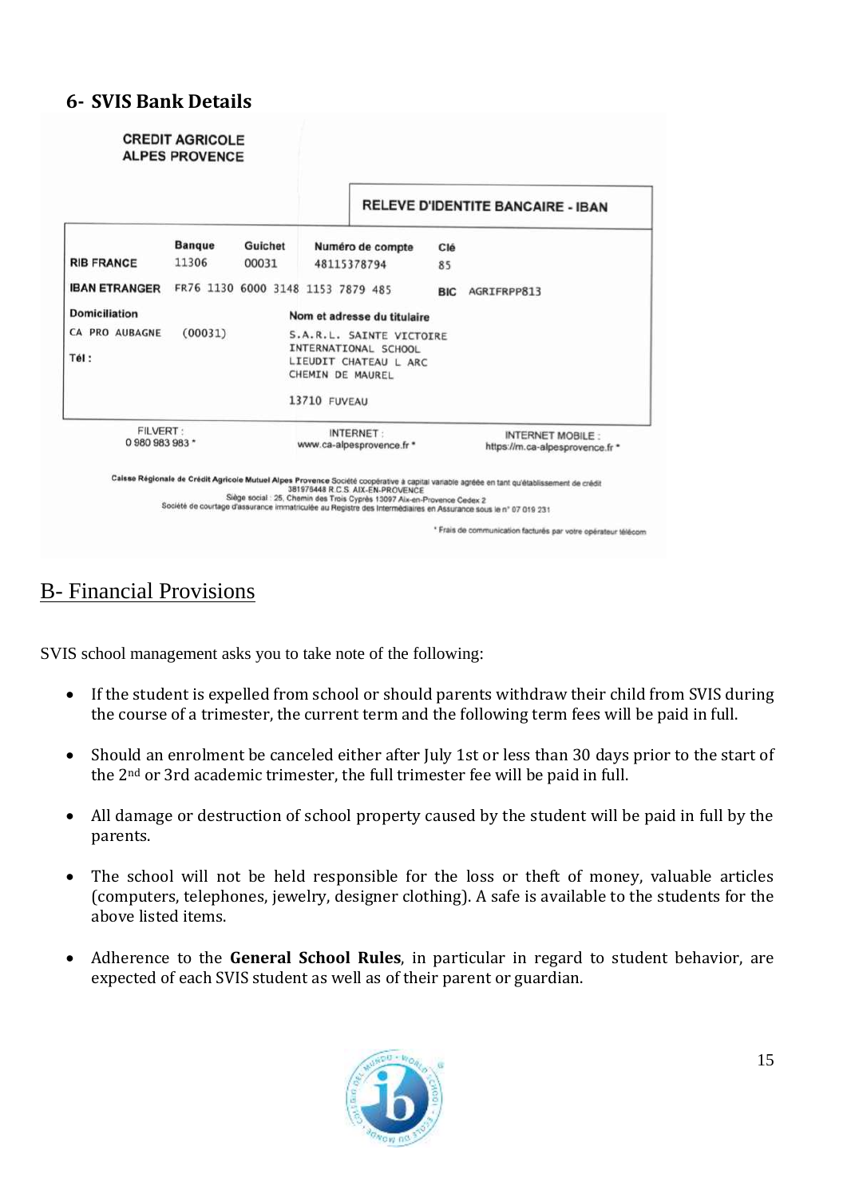## 6- SVIS Bank Details

**CREDIT AGRICOLE ALPES PROVENCE**

**RELEVE D'IDENTITE BANCAIRE - IBAN**

| | Banque | Guichet | Numéro de compte | Clé |
|---|---|---|---|---|
| **RIB FRANCE** | 11306 | 00031 | 48115378794 | 85 |

**IBAN ETRANGER** FR76 1130 6000 3148 1153 7879 485 **BIC** AGRIFRPP813

**Domiciliation**
CA PRO AUBAGNE (00031)

**Tél :**

**Nom et adresse du titulaire**
S.A.R.L. SAINTE VICTOIRE
INTERNATIONAL SCHOOL
LIEUDIT CHATEAU L ARC
CHEMIN DE MAUREL

13710 FUVEAU

FILVERT : 0 980 983 983 *

INTERNET : www.ca-alpesprovence.fr *

INTERNET MOBILE : https://m.ca-alpesprovence.fr *

**Caisse Régionale de Crédit Agricole Mutuel Alpes Provence** Société coopérative à capital variable agréée en tant qu'établissement de crédit 381976448 R.C.S. AIX-EN-PROVENCE
Siège social : 25, Chemin des Trois Cyprès 13097 Aix-en-Provence Cedex 2
Société de courtage d'assurance immatriculée au Registre des Intermédiaires en Assurance sous le n° 07 019 231

* Frais de communication facturés par votre opérateur télécom

# B- Financial Provisions

SVIS school management asks you to take note of the following:

- If the student is expelled from school or should parents withdraw their child from SVIS during the course of a trimester, the current term and the following term fees will be paid in full.
- Should an enrolment be canceled either after July 1st or less than 30 days prior to the start of the 2nd or 3rd academic trimester, the full trimester fee will be paid in full.
- All damage or destruction of school property caused by the student will be paid in full by the parents.
- The school will not be held responsible for the loss or theft of money, valuable articles (computers, telephones, jewelry, designer clothing). A safe is available to the students for the above listed items.
- Adherence to the **General School Rules**, in particular in regard to student behavior, are expected of each SVIS student as well as of their parent or guardian.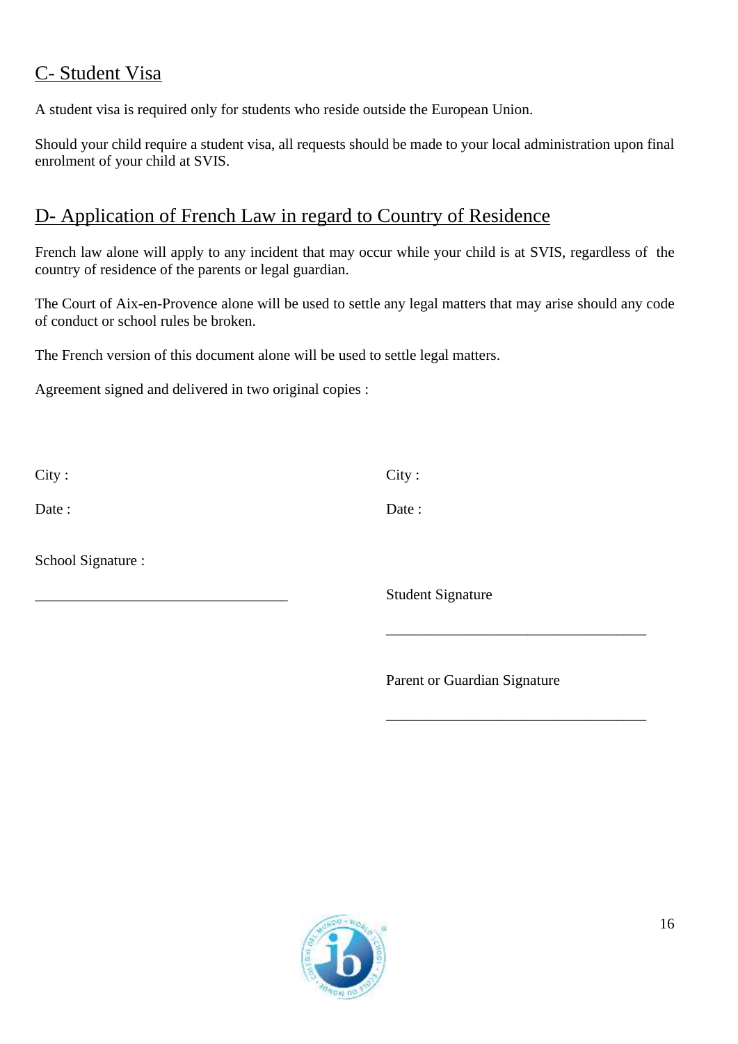## C- Student Visa

A student visa is required only for students who reside outside the European Union.

Should your child require a student visa, all requests should be made to your local administration upon final enrolment of your child at SVIS.

## D- Application of French Law in regard to Country of Residence

French law alone will apply to any incident that may occur while your child is at SVIS, regardless of the country of residence of the parents or legal guardian.

The Court of Aix-en-Provence alone will be used to settle any legal matters that may arise should any code of conduct or school rules be broken.

The French version of this document alone will be used to settle legal matters.

Agreement signed and delivered in two original copies :

City :

Date :

School Signature :

___________________________________

City :

Date :

Student Signature

___________________________________

Parent or Guardian Signature

___________________________________